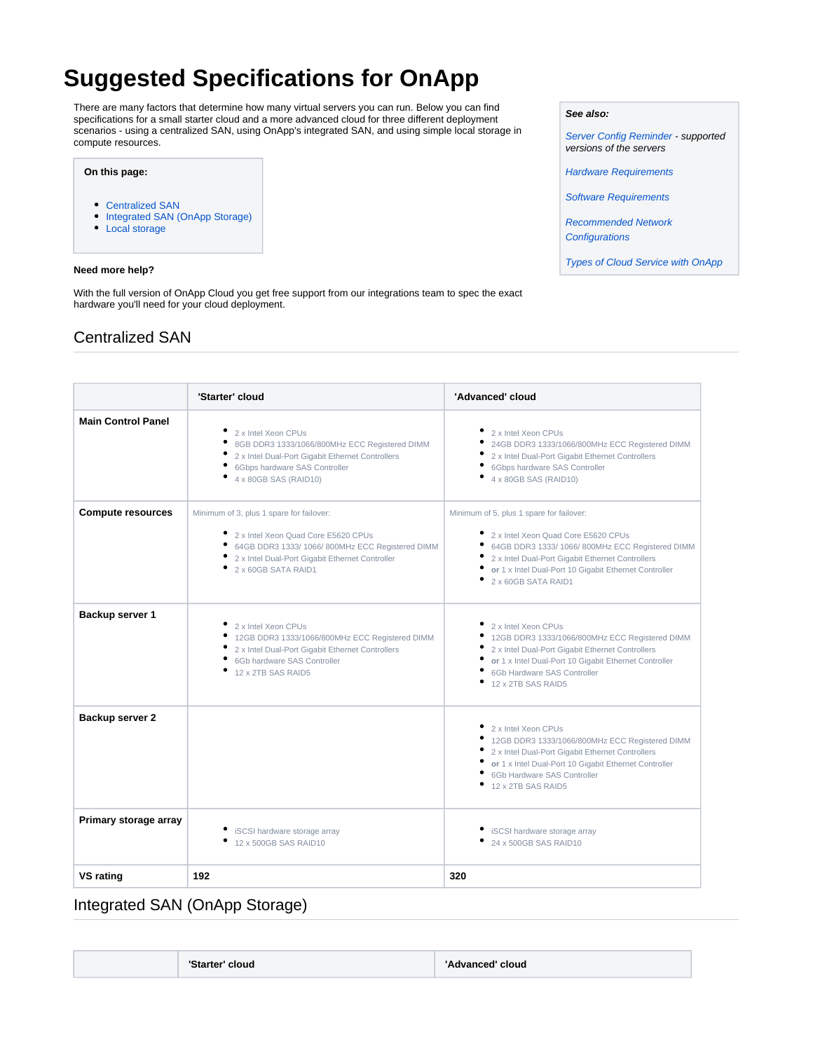# Suggested Specifications for OnApp

There are many factors that determine how many virtual servers you can run. Below you can find specifications for a small starter cloud and a more advanced cloud for three different deployment scenarios - using a centralized SAN, using OnApp's integrated SAN, and using simple local storage in compute resources.

**On this page:**

- Centralized SAN
- Integrated SAN (OnApp Storage)
- Local storage

**See also:**

*Server Config Reminder - supported versions of the servers*

*Hardware Requirements*

*Software Requirements*

*Recommended Network Configurations*

*Types of Cloud Service with OnApp*

**Need more help?**

With the full version of OnApp Cloud you get free support from our integrations team to spec the exact hardware you'll need for your cloud deployment.

## Centralized SAN

| | 'Starter' cloud | 'Advanced' cloud |
|---|---|---|
| **Main Control Panel** | • 2 x Intel Xeon CPUs<br>• 8GB DDR3 1333/1066/800MHz ECC Registered DIMM<br>• 2 x Intel Dual-Port Gigabit Ethernet Controllers<br>• 6Gbps hardware SAS Controller<br>• 4 x 80GB SAS (RAID10) | • 2 x Intel Xeon CPUs<br>• 24GB DDR3 1333/1066/800MHz ECC Registered DIMM<br>• 2 x Intel Dual-Port Gigabit Ethernet Controllers<br>• 6Gbps hardware SAS Controller<br>• 4 x 80GB SAS (RAID10) |
| **Compute resources** | Minimum of 3, plus 1 spare for failover:<br>• 2 x Intel Xeon Quad Core E5620 CPUs<br>• 64GB DDR3 1333/ 1066/ 800MHz ECC Registered DIMM<br>• 2 x Intel Dual-Port Gigabit Ethernet Controller<br>• 2 x 60GB SATA RAID1 | Minimum of 5, plus 1 spare for failover:<br>• 2 x Intel Xeon Quad Core E5620 CPUs<br>• 64GB DDR3 1333/ 1066/ 800MHz ECC Registered DIMM<br>• 2 x Intel Dual-Port Gigabit Ethernet Controllers<br>• **or** 1 x Intel Dual-Port 10 Gigabit Ethernet Controller<br>• 2 x 60GB SATA RAID1 |
| **Backup server 1** | • 2 x Intel Xeon CPUs<br>• 12GB DDR3 1333/1066/800MHz ECC Registered DIMM<br>• 2 x Intel Dual-Port Gigabit Ethernet Controllers<br>• 6Gb hardware SAS Controller<br>• 12 x 2TB SAS RAID5 | • 2 x Intel Xeon CPUs<br>• 12GB DDR3 1333/1066/800MHz ECC Registered DIMM<br>• 2 x Intel Dual-Port Gigabit Ethernet Controllers<br>• **or** 1 x Intel Dual-Port 10 Gigabit Ethernet Controller<br>• 6Gb Hardware SAS Controller<br>• 12 x 2TB SAS RAID5 |
| **Backup server 2** | | • 2 x Intel Xeon CPUs<br>• 12GB DDR3 1333/1066/800MHz ECC Registered DIMM<br>• 2 x Intel Dual-Port Gigabit Ethernet Controllers<br>• **or** 1 x Intel Dual-Port 10 Gigabit Ethernet Controller<br>• 6Gb Hardware SAS Controller<br>• 12 x 2TB SAS RAID5 |
| **Primary storage array** | • iSCSI hardware storage array<br>• 12 x 500GB SAS RAID10 | • iSCSI hardware storage array<br>• 24 x 500GB SAS RAID10 |
| **VS rating** | 192 | 320 |

## Integrated SAN (OnApp Storage)

| | 'Starter' cloud | 'Advanced' cloud |
|---|---|---|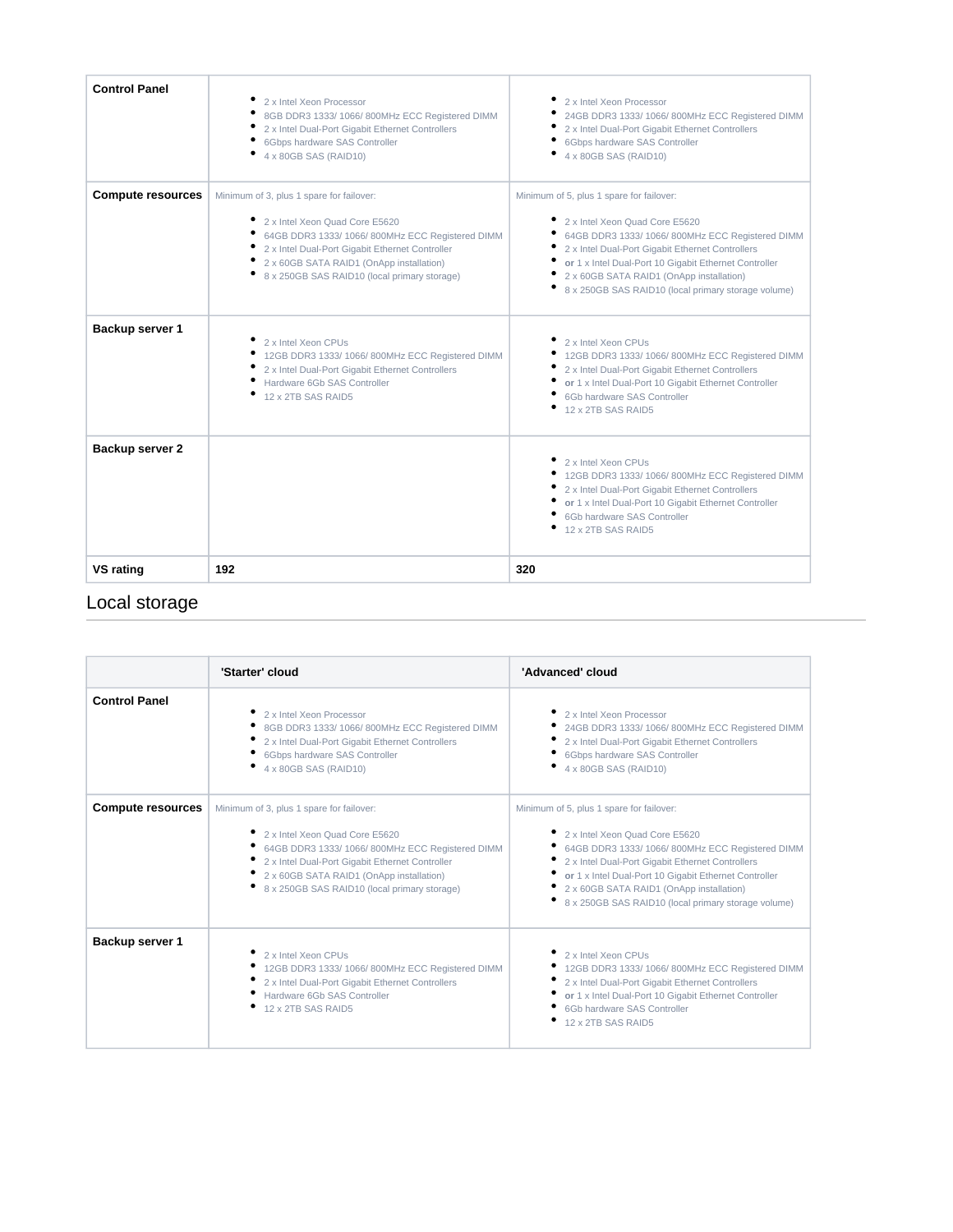| | | |
|---|---|---|
| **Control Panel** | • 2 x Intel Xeon Processor<br>• 8GB DDR3 1333/ 1066/ 800MHz ECC Registered DIMM<br>• 2 x Intel Dual-Port Gigabit Ethernet Controllers<br>• 6Gbps hardware SAS Controller<br>• 4 x 80GB SAS (RAID10) | • 2 x Intel Xeon Processor<br>• 24GB DDR3 1333/ 1066/ 800MHz ECC Registered DIMM<br>• 2 x Intel Dual-Port Gigabit Ethernet Controllers<br>• 6Gbps hardware SAS Controller<br>• 4 x 80GB SAS (RAID10) |
| **Compute resources** | Minimum of 3, plus 1 spare for failover:<br>• 2 x Intel Xeon Quad Core E5620<br>• 64GB DDR3 1333/ 1066/ 800MHz ECC Registered DIMM<br>• 2 x Intel Dual-Port Gigabit Ethernet Controller<br>• 2 x 60GB SATA RAID1 (OnApp installation)<br>• 8 x 250GB SAS RAID10 (local primary storage) | Minimum of 5, plus 1 spare for failover:<br>• 2 x Intel Xeon Quad Core E5620<br>• 64GB DDR3 1333/ 1066/ 800MHz ECC Registered DIMM<br>• 2 x Intel Dual-Port Gigabit Ethernet Controllers<br>• **or** 1 x Intel Dual-Port 10 Gigabit Ethernet Controller<br>• 2 x 60GB SATA RAID1 (OnApp installation)<br>• 8 x 250GB SAS RAID10 (local primary storage volume) |
| **Backup server 1** | • 2 x Intel Xeon CPUs<br>• 12GB DDR3 1333/ 1066/ 800MHz ECC Registered DIMM<br>• 2 x Intel Dual-Port Gigabit Ethernet Controllers<br>• Hardware 6Gb SAS Controller<br>• 12 x 2TB SAS RAID5 | • 2 x Intel Xeon CPUs<br>• 12GB DDR3 1333/ 1066/ 800MHz ECC Registered DIMM<br>• 2 x Intel Dual-Port Gigabit Ethernet Controllers<br>• **or** 1 x Intel Dual-Port 10 Gigabit Ethernet Controller<br>• 6Gb hardware SAS Controller<br>• 12 x 2TB SAS RAID5 |
| **Backup server 2** | | • 2 x Intel Xeon CPUs<br>• 12GB DDR3 1333/ 1066/ 800MHz ECC Registered DIMM<br>• 2 x Intel Dual-Port Gigabit Ethernet Controllers<br>• **or** 1 x Intel Dual-Port 10 Gigabit Ethernet Controller<br>• 6Gb hardware SAS Controller<br>• 12 x 2TB SAS RAID5 |
| **VS rating** | **192** | **320** |

## Local storage

| | 'Starter' cloud | 'Advanced' cloud |
|---|---|---|
| **Control Panel** | • 2 x Intel Xeon Processor<br>• 8GB DDR3 1333/ 1066/ 800MHz ECC Registered DIMM<br>• 2 x Intel Dual-Port Gigabit Ethernet Controllers<br>• 6Gbps hardware SAS Controller<br>• 4 x 80GB SAS (RAID10) | • 2 x Intel Xeon Processor<br>• 24GB DDR3 1333/ 1066/ 800MHz ECC Registered DIMM<br>• 2 x Intel Dual-Port Gigabit Ethernet Controllers<br>• 6Gbps hardware SAS Controller<br>• 4 x 80GB SAS (RAID10) |
| **Compute resources** | Minimum of 3, plus 1 spare for failover:<br>• 2 x Intel Xeon Quad Core E5620<br>• 64GB DDR3 1333/ 1066/ 800MHz ECC Registered DIMM<br>• 2 x Intel Dual-Port Gigabit Ethernet Controller<br>• 2 x 60GB SATA RAID1 (OnApp installation)<br>• 8 x 250GB SAS RAID10 (local primary storage) | Minimum of 5, plus 1 spare for failover:<br>• 2 x Intel Xeon Quad Core E5620<br>• 64GB DDR3 1333/ 1066/ 800MHz ECC Registered DIMM<br>• 2 x Intel Dual-Port Gigabit Ethernet Controllers<br>• **or** 1 x Intel Dual-Port 10 Gigabit Ethernet Controller<br>• 2 x 60GB SATA RAID1 (OnApp installation)<br>• 8 x 250GB SAS RAID10 (local primary storage volume) |
| **Backup server 1** | • 2 x Intel Xeon CPUs<br>• 12GB DDR3 1333/ 1066/ 800MHz ECC Registered DIMM<br>• 2 x Intel Dual-Port Gigabit Ethernet Controllers<br>• Hardware 6Gb SAS Controller<br>• 12 x 2TB SAS RAID5 | • 2 x Intel Xeon CPUs<br>• 12GB DDR3 1333/ 1066/ 800MHz ECC Registered DIMM<br>• 2 x Intel Dual-Port Gigabit Ethernet Controllers<br>• **or** 1 x Intel Dual-Port 10 Gigabit Ethernet Controller<br>• 6Gb hardware SAS Controller<br>• 12 x 2TB SAS RAID5 |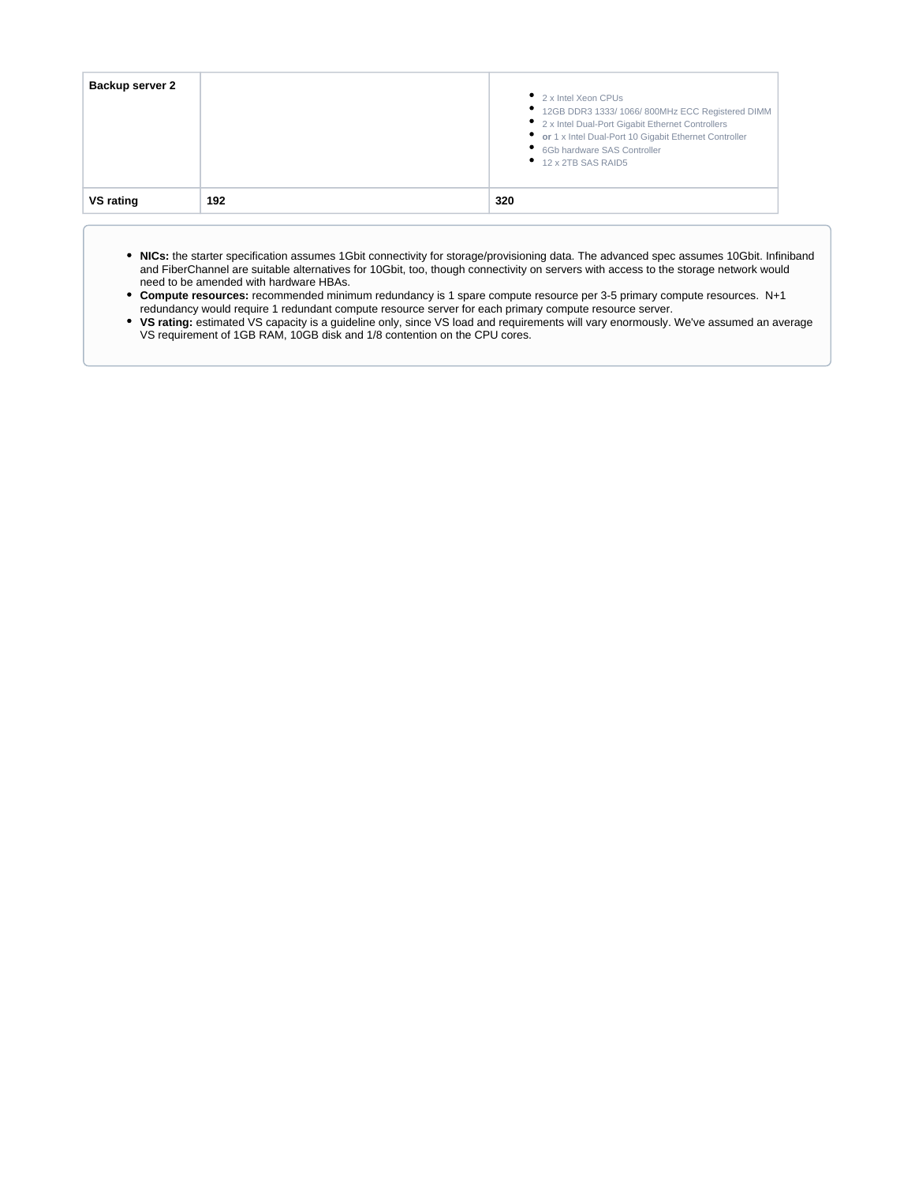| | | |
|---|---|---|
| **Backup server 2** | | <ul><li>2 x Intel Xeon CPUs</li><li>12GB DDR3 1333/ 1066/ 800MHz ECC Registered DIMM</li><li>2 x Intel Dual-Port Gigabit Ethernet Controllers</li><li>**or** 1 x Intel Dual-Port 10 Gigabit Ethernet Controller</li><li>6Gb hardware SAS Controller</li><li>12 x 2TB SAS RAID5</li></ul> |
| **VS rating** | **192** | **320** |

- **NICs:** the starter specification assumes 1Gbit connectivity for storage/provisioning data. The advanced spec assumes 10Gbit. Infiniband and FiberChannel are suitable alternatives for 10Gbit, too, though connectivity on servers with access to the storage network would need to be amended with hardware HBAs.
- **Compute resources:** recommended minimum redundancy is 1 spare compute resource per 3-5 primary compute resources. N+1 redundancy would require 1 redundant compute resource server for each primary compute resource server.
- **VS rating:** estimated VS capacity is a guideline only, since VS load and requirements will vary enormously. We've assumed an average VS requirement of 1GB RAM, 10GB disk and 1/8 contention on the CPU cores.